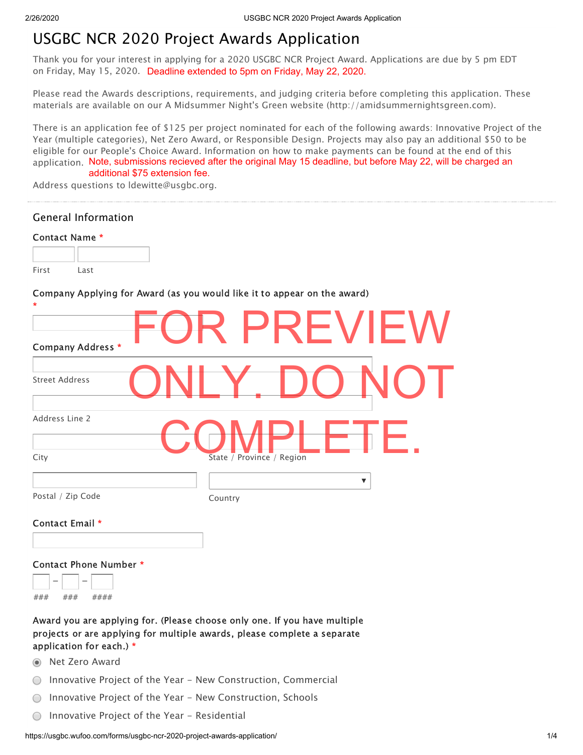# USGBC NCR 2020 Project Awards Application

Thank you for your interest in applying for a 2020 USGBC NCR Project Award. Applications are due by 5 pm EDT on Friday, May 15, 2020. Deadline extended to 5pm on Friday, May 22, 2020.

Please read the Awards descriptions, requirements, and judging criteria before completing this application. These materials are available on our A Midsummer Night's Green website (http://amidsummernightsgreen.com).

There is an application fee of $125 per project nominated for each of the following awards: Innovative Project of the Year (multiple categories), Net Zero Award, or Responsible Design. Projects may also pay an additional $50 to be eligible for our People's Choice Award. Information on how to make payments can be found at the end of this application. Note, submissions recieved after the original May 15 deadline, but before May 22, will be charged an additional $75 extension fee.

Address questions to ldewitte@usgbc.org.

FOR PREVIEW ONLY. DO NOT COMPLETE.

## General Information

**Contact Name** *

First Last

**Company Applying for Award (as you would like it to appear on the award)** *

**Company Address** *

Street Address

Address Line 2

City

State / Province / Region

Postal / Zip Code

Country

**Contact Email** *

**Contact Phone Number** *

### - ### - ####

**Award you are applying for. (Please choose only one. If you have multiple projects or are applying for multiple awards, please complete a separate application for each.)** *

- (●) Net Zero Award
- ( ) Innovative Project of the Year - New Construction, Commercial
- ( ) Innovative Project of the Year - New Construction, Schools
- ( ) Innovative Project of the Year - Residential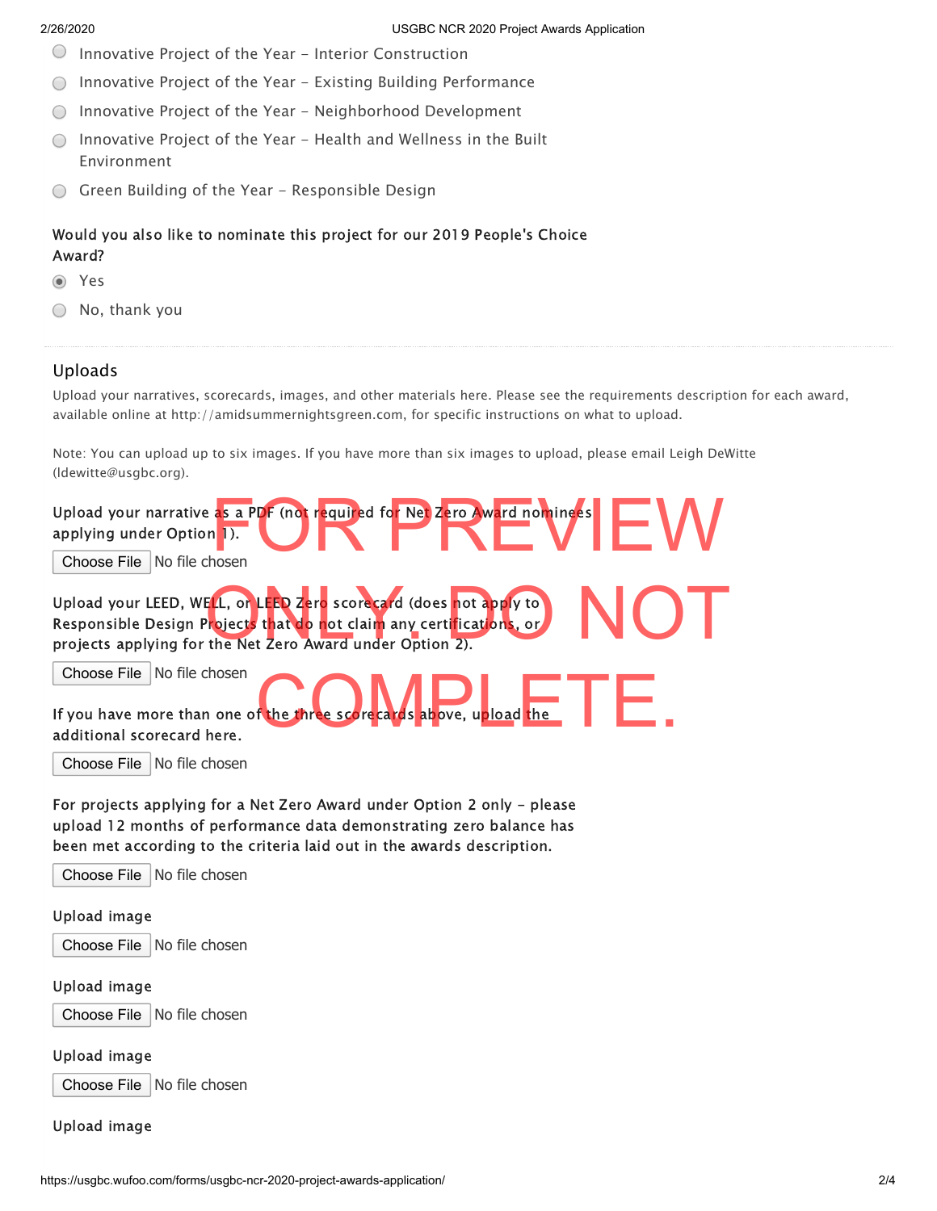- Innovative Project of the Year – Interior Construction
- Innovative Project of the Year – Existing Building Performance
- Innovative Project of the Year – Neighborhood Development
- Innovative Project of the Year – Health and Wellness in the Built Environment
- Green Building of the Year – Responsible Design

Would you also like to nominate this project for our 2019 People's Choice Award?

- (●) Yes
- ( ) No, thank you

## Uploads

Upload your narratives, scorecards, images, and other materials here. Please see the requirements description for each award, available online at http://amidsummernightsgreen.com, for specific instructions on what to upload.

Note: You can upload up to six images. If you have more than six images to upload, please email Leigh DeWitte (ldewitte@usgbc.org).

FOR PREVIEW ONLY. DO NOT COMPLETE.

Upload your narrative as a PDF (not required for Net Zero Award nominees applying under Option 1).

Choose File No file chosen

Upload your LEED, WELL, or LEED Zero scorecard (does not apply to Responsible Design Projects that do not claim any certifications, or projects applying for the Net Zero Award under Option 2).

Choose File No file chosen

If you have more than one of the three scorecards above, upload the additional scorecard here.

Choose File No file chosen

For projects applying for a Net Zero Award under Option 2 only – please upload 12 months of performance data demonstrating zero balance has been met according to the criteria laid out in the awards description.

Choose File No file chosen

Upload image

Choose File No file chosen

Upload image

Choose File No file chosen

Upload image

Choose File No file chosen

Upload image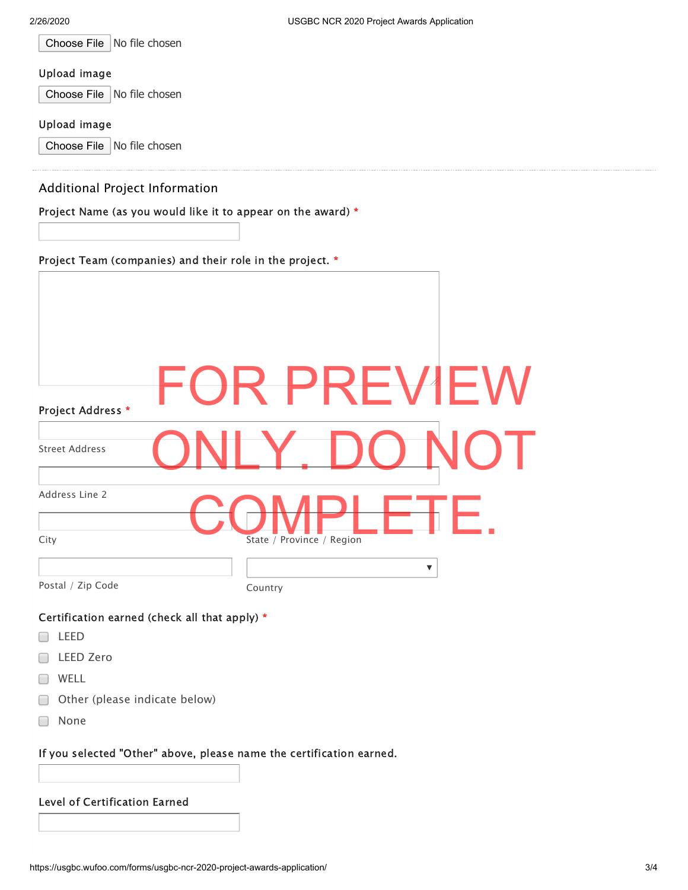Choose File No file chosen

Upload image

Choose File No file chosen

Upload image

Choose File No file chosen

## Additional Project Information

Project Name (as you would like it to appear on the award) *

Project Team (companies) and their role in the project. *

FOR PREVIEW ONLY. DO NOT COMPLETE.

Project Address *

Street Address

Address Line 2

City

State / Province / Region

Postal / Zip Code

Country

Certification earned (check all that apply) *

- ☐ LEED
- ☐ LEED Zero
- ☐ WELL
- ☐ Other (please indicate below)
- ☐ None

If you selected "Other" above, please name the certification earned.

Level of Certification Earned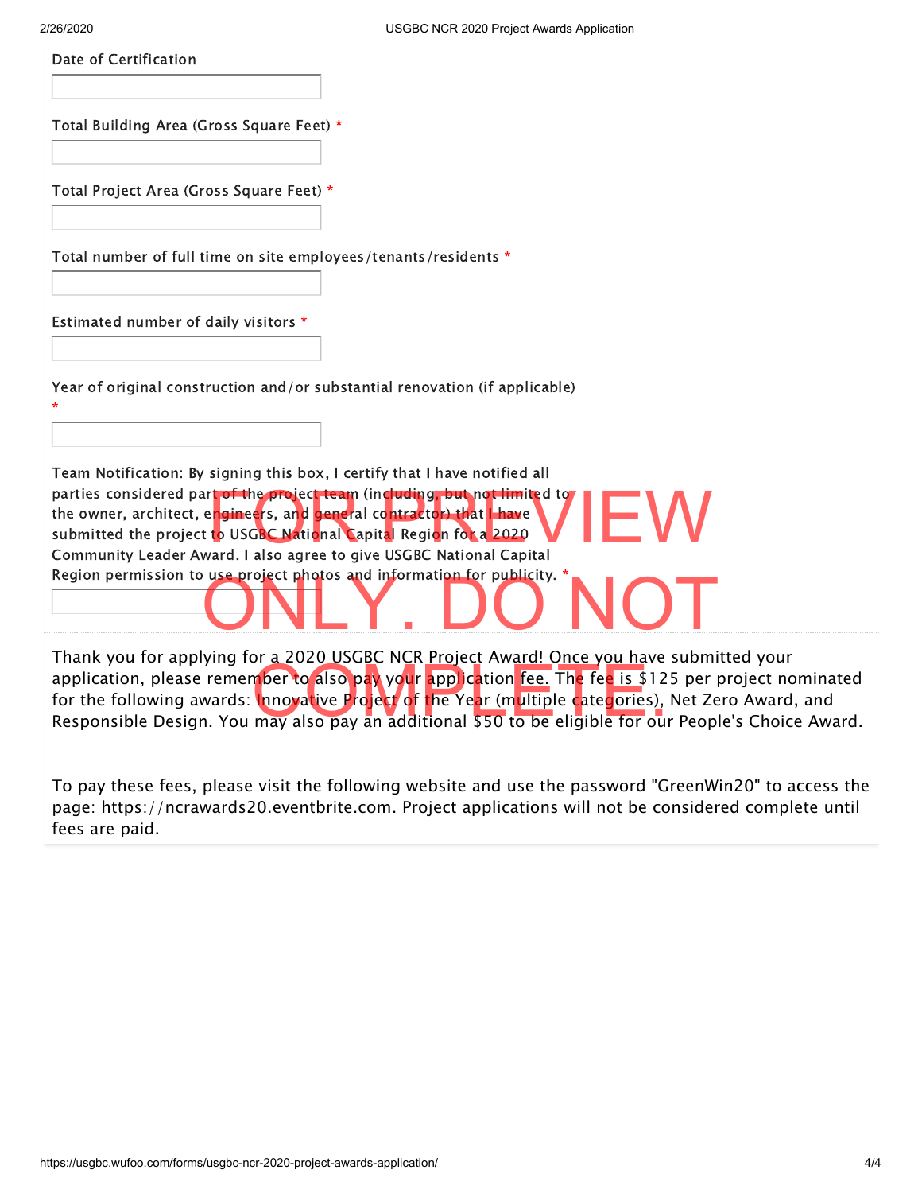Date of Certification

Total Building Area (Gross Square Feet) *

Total Project Area (Gross Square Feet) *

Total number of full time on site employees/tenants/residents *

Estimated number of daily visitors *

Year of original construction and/or substantial renovation (if applicable) *

Team Notification: By signing this box, I certify that I have notified all parties considered part of the project team (including, but not limited to the owner, architect, engineers, and general contractor) that I have submitted the project to USGBC National Capital Region for a 2020 Community Leader Award. I also agree to give USGBC National Capital Region permission to use project photos and information for publicity. *

FOR PREVIEW ONLY. DO NOT COMPLETE.

Thank you for applying for a 2020 USGBC NCR Project Award! Once you have submitted your application, please remember to also pay your application fee. The fee is $125 per project nominated for the following awards: Innovative Project of the Year (multiple categories), Net Zero Award, and Responsible Design. You may also pay an additional $50 to be eligible for our People's Choice Award.

To pay these fees, please visit the following website and use the password "GreenWin20" to access the page: https://ncrawards20.eventbrite.com. Project applications will not be considered complete until fees are paid.